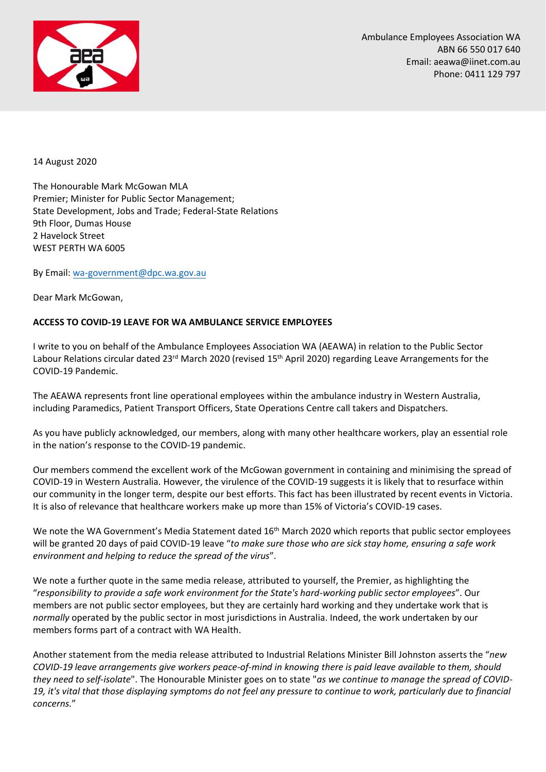Ambulance Employees Association WA
ABN 66 550 017 640
Email: aeawa@iinet.com.au
Phone: 0411 129 797

14 August 2020

The Honourable Mark McGowan MLA
Premier; Minister for Public Sector Management;
State Development, Jobs and Trade; Federal-State Relations
9th Floor, Dumas House
2 Havelock Street
WEST PERTH WA 6005

By Email: wa-government@dpc.wa.gov.au

Dear Mark McGowan,

**ACCESS TO COVID-19 LEAVE FOR WA AMBULANCE SERVICE EMPLOYEES**

I write to you on behalf of the Ambulance Employees Association WA (AEAWA) in relation to the Public Sector Labour Relations circular dated 23rd March 2020 (revised 15th April 2020) regarding Leave Arrangements for the COVID-19 Pandemic.

The AEAWA represents front line operational employees within the ambulance industry in Western Australia, including Paramedics, Patient Transport Officers, State Operations Centre call takers and Dispatchers.

As you have publicly acknowledged, our members, along with many other healthcare workers, play an essential role in the nation's response to the COVID-19 pandemic.

Our members commend the excellent work of the McGowan government in containing and minimising the spread of COVID-19 in Western Australia. However, the virulence of the COVID-19 suggests it is likely that to resurface within our community in the longer term, despite our best efforts. This fact has been illustrated by recent events in Victoria. It is also of relevance that healthcare workers make up more than 15% of Victoria's COVID-19 cases.

We note the WA Government's Media Statement dated 16th March 2020 which reports that public sector employees will be granted 20 days of paid COVID-19 leave "*to make sure those who are sick stay home, ensuring a safe work environment and helping to reduce the spread of the virus*".

We note a further quote in the same media release, attributed to yourself, the Premier, as highlighting the "*responsibility to provide a safe work environment for the State's hard-working public sector employees*". Our members are not public sector employees, but they are certainly hard working and they undertake work that is *normally* operated by the public sector in most jurisdictions in Australia. Indeed, the work undertaken by our members forms part of a contract with WA Health.

Another statement from the media release attributed to Industrial Relations Minister Bill Johnston asserts the "*new COVID-19 leave arrangements give workers peace-of-mind in knowing there is paid leave available to them, should they need to self-isolate*". The Honourable Minister goes on to state "*as we continue to manage the spread of COVID-19, it's vital that those displaying symptoms do not feel any pressure to continue to work, particularly due to financial concerns.*"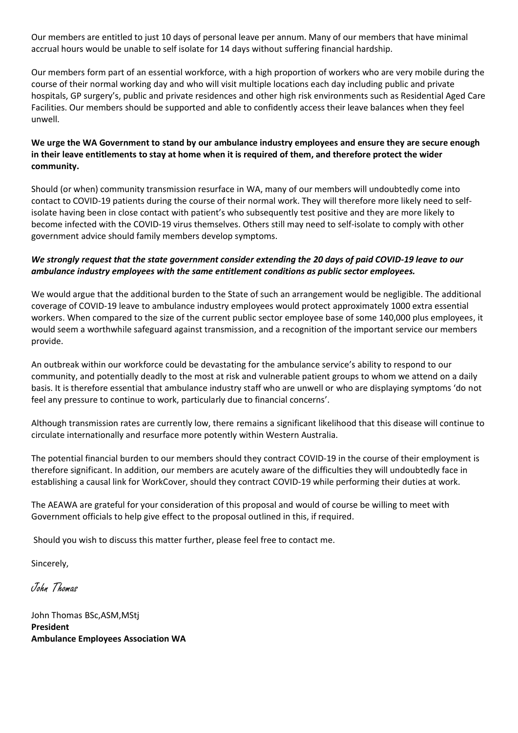Our members are entitled to just 10 days of personal leave per annum. Many of our members that have minimal accrual hours would be unable to self isolate for 14 days without suffering financial hardship.

Our members form part of an essential workforce, with a high proportion of workers who are very mobile during the course of their normal working day and who will visit multiple locations each day including public and private hospitals, GP surgery's, public and private residences and other high risk environments such as Residential Aged Care Facilities. Our members should be supported and able to confidently access their leave balances when they feel unwell.

**We urge the WA Government to stand by our ambulance industry employees and ensure they are secure enough in their leave entitlements to stay at home when it is required of them, and therefore protect the wider community.**

Should (or when) community transmission resurface in WA, many of our members will undoubtedly come into contact to COVID-19 patients during the course of their normal work. They will therefore more likely need to self-isolate having been in close contact with patient's who subsequently test positive and they are more likely to become infected with the COVID-19 virus themselves. Others still may need to self-isolate to comply with other government advice should family members develop symptoms.

***We strongly request that the state government consider extending the 20 days of paid COVID-19 leave to our ambulance industry employees with the same entitlement conditions as public sector employees.***

We would argue that the additional burden to the State of such an arrangement would be negligible. The additional coverage of COVID-19 leave to ambulance industry employees would protect approximately 1000 extra essential workers. When compared to the size of the current public sector employee base of some 140,000 plus employees, it would seem a worthwhile safeguard against transmission, and a recognition of the important service our members provide.

An outbreak within our workforce could be devastating for the ambulance service's ability to respond to our community, and potentially deadly to the most at risk and vulnerable patient groups to whom we attend on a daily basis. It is therefore essential that ambulance industry staff who are unwell or who are displaying symptoms 'do not feel any pressure to continue to work, particularly due to financial concerns'.

Although transmission rates are currently low, there remains a significant likelihood that this disease will continue to circulate internationally and resurface more potently within Western Australia.

The potential financial burden to our members should they contract COVID-19 in the course of their employment is therefore significant. In addition, our members are acutely aware of the difficulties they will undoubtedly face in establishing a causal link for WorkCover, should they contract COVID-19 while performing their duties at work.

The AEAWA are grateful for your consideration of this proposal and would of course be willing to meet with Government officials to help give effect to the proposal outlined in this, if required.

Should you wish to discuss this matter further, please feel free to contact me.

Sincerely,

*John Thomas*

John Thomas BSc,ASM,MStj
**President**
**Ambulance Employees Association WA**